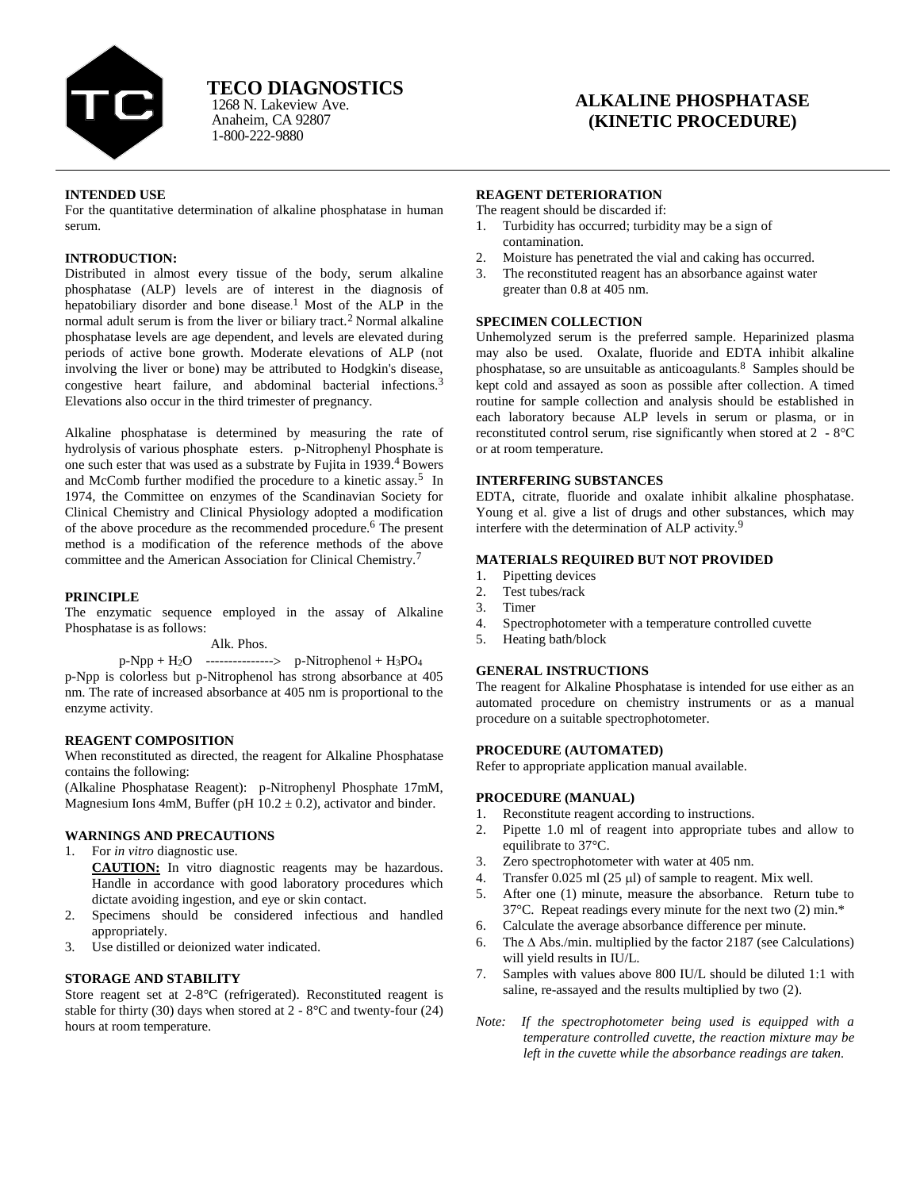**TECO DIAGNOSTICS**
1268 N. Lakeview Ave.
Anaheim, CA 92807
1-800-222-9880

# ALKALINE PHOSPHATASE (KINETIC PROCEDURE)

## INTENDED USE

For the quantitative determination of alkaline phosphatase in human serum.

## INTRODUCTION:

Distributed in almost every tissue of the body, serum alkaline phosphatase (ALP) levels are of interest in the diagnosis of hepatobiliary disorder and bone disease.[1] Most of the ALP in the normal adult serum is from the liver or biliary tract.[2] Normal alkaline phosphatase levels are age dependent, and levels are elevated during periods of active bone growth. Moderate elevations of ALP (not involving the liver or bone) may be attributed to Hodgkin's disease, congestive heart failure, and abdominal bacterial infections.[3] Elevations also occur in the third trimester of pregnancy.

Alkaline phosphatase is determined by measuring the rate of hydrolysis of various phosphate esters. p-Nitrophenyl Phosphate is one such ester that was used as a substrate by Fujita in 1939.[4] Bowers and McComb further modified the procedure to a kinetic assay.[5] In 1974, the Committee on enzymes of the Scandinavian Society for Clinical Chemistry and Clinical Physiology adopted a modification of the above procedure as the recommended procedure.[6] The present method is a modification of the reference methods of the above committee and the American Association for Clinical Chemistry.[7]

## PRINCIPLE

The enzymatic sequence employed in the assay of Alkaline Phosphatase is as follows:

$$\text{p-Npp} + H_2O \xrightarrow{\text{Alk. Phos.}} \text{p-Nitrophenol} + H_3PO_4$$

p-Npp is colorless but p-Nitrophenol has strong absorbance at 405 nm. The rate of increased absorbance at 405 nm is proportional to the enzyme activity.

## REAGENT COMPOSITION

When reconstituted as directed, the reagent for Alkaline Phosphatase contains the following:

(Alkaline Phosphatase Reagent): p-Nitrophenyl Phosphate 17mM, Magnesium Ions 4mM, Buffer (pH 10.2 ± 0.2), activator and binder.

## WARNINGS AND PRECAUTIONS

1. For *in vitro* diagnostic use.
   **CAUTION:** In vitro diagnostic reagents may be hazardous. Handle in accordance with good laboratory procedures which dictate avoiding ingestion, and eye or skin contact.
2. Specimens should be considered infectious and handled appropriately.
3. Use distilled or deionized water indicated.

## STORAGE AND STABILITY

Store reagent set at 2-8°C (refrigerated). Reconstituted reagent is stable for thirty (30) days when stored at 2 - 8°C and twenty-four (24) hours at room temperature.

## REAGENT DETERIORATION

The reagent should be discarded if:

1. Turbidity has occurred; turbidity may be a sign of contamination.
2. Moisture has penetrated the vial and caking has occurred.
3. The reconstituted reagent has an absorbance against water greater than 0.8 at 405 nm.

## SPECIMEN COLLECTION

Unhemolyzed serum is the preferred sample. Heparinized plasma may also be used. Oxalate, fluoride and EDTA inhibit alkaline phosphatase, so are unsuitable as anticoagulants.[8] Samples should be kept cold and assayed as soon as possible after collection. A timed routine for sample collection and analysis should be established in each laboratory because ALP levels in serum or plasma, or in reconstituted control serum, rise significantly when stored at 2 - 8°C or at room temperature.

## INTERFERING SUBSTANCES

EDTA, citrate, fluoride and oxalate inhibit alkaline phosphatase. Young et al. give a list of drugs and other substances, which may interfere with the determination of ALP activity.[9]

## MATERIALS REQUIRED BUT NOT PROVIDED

1. Pipetting devices
2. Test tubes/rack
3. Timer
4. Spectrophotometer with a temperature controlled cuvette
5. Heating bath/block

## GENERAL INSTRUCTIONS

The reagent for Alkaline Phosphatase is intended for use either as an automated procedure on chemistry instruments or as a manual procedure on a suitable spectrophotometer.

## PROCEDURE (AUTOMATED)

Refer to appropriate application manual available.

## PROCEDURE (MANUAL)

1. Reconstitute reagent according to instructions.
2. Pipette 1.0 ml of reagent into appropriate tubes and allow to equilibrate to 37°C.
3. Zero spectrophotometer with water at 405 nm.
4. Transfer 0.025 ml (25 μl) of sample to reagent. Mix well.
5. After one (1) minute, measure the absorbance. Return tube to 37°C. Repeat readings every minute for the next two (2) min.*
6. Calculate the average absorbance difference per minute.
6. The Δ Abs./min. multiplied by the factor 2187 (see Calculations) will yield results in IU/L.
7. Samples with values above 800 IU/L should be diluted 1:1 with saline, re-assayed and the results multiplied by two (2).

*Note: If the spectrophotometer being used is equipped with a temperature controlled cuvette, the reaction mixture may be left in the cuvette while the absorbance readings are taken.*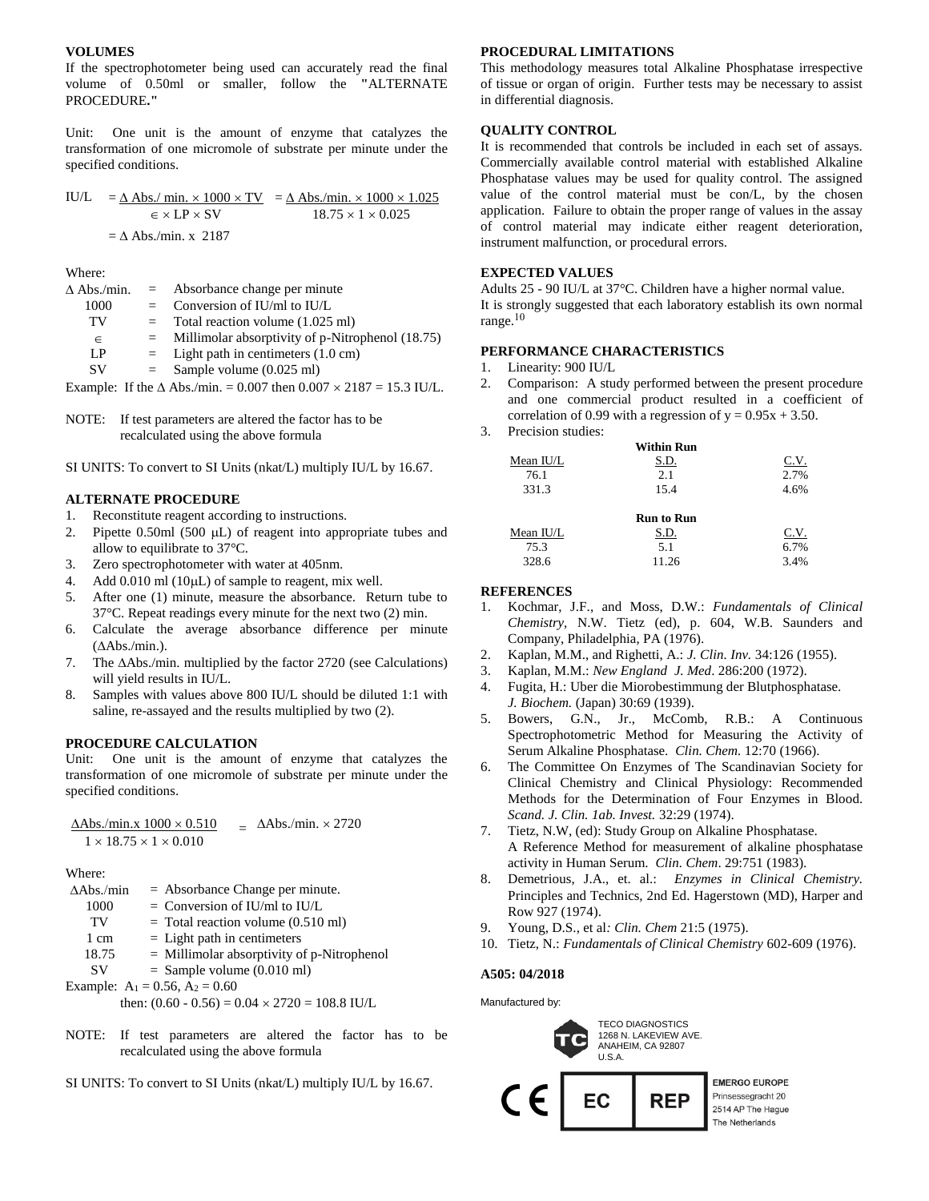**VOLUMES**

If the spectrophotometer being used can accurately read the final volume of 0.50ml or smaller, follow the **"**ALTERNATE PROCEDURE**."**

Unit: One unit is the amount of enzyme that catalyzes the transformation of one micromole of substrate per minute under the specified conditions.

$$\text{IU/L} = \frac{\Delta \text{ Abs./ min.} \times 1000 \times \text{TV}}{\in \times \text{LP} \times \text{SV}} = \frac{\Delta \text{ Abs./min.} \times 1000 \times 1.025}{18.75 \times 1 \times 0.025}$$

$$= \Delta \text{ Abs./min. x } 2187$$

Where:

| | | |
|---|---|---|
| $\Delta$ Abs./min. | = | Absorbance change per minute |
| 1000 | = | Conversion of IU/ml to IU/L |
| TV | = | Total reaction volume (1.025 ml) |
| $\in$ | = | Millimolar absorptivity of p-Nitrophenol (18.75) |
| LP | = | Light path in centimeters (1.0 cm) |
| SV | = | Sample volume (0.025 ml) |

Example: If the $\Delta$ Abs./min. = 0.007 then $0.007 \times 2187 = 15.3$ IU/L.

NOTE: If test parameters are altered the factor has to be recalculated using the above formula

SI UNITS: To convert to SI Units (nkat/L) multiply IU/L by 16.67.

**ALTERNATE PROCEDURE**

1. Reconstitute reagent according to instructions.
2. Pipette 0.50ml (500 μL) of reagent into appropriate tubes and allow to equilibrate to 37°C.
3. Zero spectrophotometer with water at 405nm.
4. Add 0.010 ml (10μL) of sample to reagent, mix well.
5. After one (1) minute, measure the absorbance. Return tube to 37°C. Repeat readings every minute for the next two (2) min.
6. Calculate the average absorbance difference per minute ($\Delta$Abs./min.).
7. The $\Delta$Abs./min. multiplied by the factor 2720 (see Calculations) will yield results in IU/L.
8. Samples with values above 800 IU/L should be diluted 1:1 with saline, re-assayed and the results multiplied by two (2).

**PROCEDURE CALCULATION**

Unit: One unit is the amount of enzyme that catalyzes the transformation of one micromole of substrate per minute under the specified conditions.

$$\frac{\Delta\text{Abs./min.x } 1000 \times 0.510}{1 \times 18.75 \times 1 \times 0.010} = \Delta\text{Abs./min.} \times 2720$$

Where:

| | | |
|---|---|---|
| $\Delta$Abs./min | = | Absorbance Change per minute. |
| 1000 | = | Conversion of IU/ml to IU/L |
| TV | = | Total reaction volume (0.510 ml) |
| 1 cm | = | Light path in centimeters |
| 18.75 | = | Millimolar absorptivity of p-Nitrophenol |
| SV | = | Sample volume (0.010 ml) |

Example: $A_1 = 0.56$, $A_2 = 0.60$

then: $(0.60 - 0.56) = 0.04 \times 2720 = 108.8$ IU/L

NOTE: If test parameters are altered the factor has to be recalculated using the above formula

SI UNITS: To convert to SI Units (nkat/L) multiply IU/L by 16.67.

**PROCEDURAL LIMITATIONS**

This methodology measures total Alkaline Phosphatase irrespective of tissue or organ of origin. Further tests may be necessary to assist in differential diagnosis.

**QUALITY CONTROL**

It is recommended that controls be included in each set of assays. Commercially available control material with established Alkaline Phosphatase values may be used for quality control. The assigned value of the control material must be con/L, by the chosen application. Failure to obtain the proper range of values in the assay of control material may indicate either reagent deterioration, instrument malfunction, or procedural errors.

**EXPECTED VALUES**

Adults 25 - 90 IU/L at 37°C. Children have a higher normal value.
It is strongly suggested that each laboratory establish its own normal range.[10]

**PERFORMANCE CHARACTERISTICS**

1. Linearity: 900 IU/L
2. Comparison: A study performed between the present procedure and one commercial product resulted in a coefficient of correlation of 0.99 with a regression of $y = 0.95x + 3.50$.
3. Precision studies:

**Within Run**

| Mean IU/L | S.D. | C.V. |
|---|---|---|
| 76.1 | 2.1 | 2.7% |
| 331.3 | 15.4 | 4.6% |

**Run to Run**

| Mean IU/L | S.D. | C.V. |
|---|---|---|
| 75.3 | 5.1 | 6.7% |
| 328.6 | 11.26 | 3.4% |

**REFERENCES**

1. Kochmar, J.F., and Moss, D.W.: *Fundamentals of Clinical Chemistry,* N.W. Tietz (ed), p. 604, W.B. Saunders and Company, Philadelphia, PA (1976).
2. Kaplan, M.M., and Righetti, A.: *J. Clin. Inv.* 34:126 (1955).
3. Kaplan, M.M.: *New England J. Med*. 286:200 (1972).
4. Fugita, H.: Uber die Miorobestimmung der Blutphosphatase. *J. Biochem.* (Japan) 30:69 (1939).
5. Bowers, G.N., Jr., McComb, R.B.: A Continuous Spectrophotometric Method for Measuring the Activity of Serum Alkaline Phosphatase. *Clin. Chem.* 12:70 (1966).
6. The Committee On Enzymes of The Scandinavian Society for Clinical Chemistry and Clinical Physiology: Recommended Methods for the Determination of Four Enzymes in Blood. *Scand. J. Clin. 1ab. Invest.* 32:29 (1974).
7. Tietz, N.W, (ed): Study Group on Alkaline Phosphatase. A Reference Method for measurement of alkaline phosphatase activity in Human Serum. *Clin. Chem*. 29:751 (1983).
8. Demetrious, J.A., et. al.: *Enzymes in Clinical Chemistry.* Principles and Technics, 2nd Ed. Hagerstown (MD), Harper and Row 927 (1974).
9. Young, D.S., et al*: Clin. Chem* 21:5 (1975).
10. Tietz, N.: *Fundamentals of Clinical Chemistry* 602-609 (1976).

**A505: 04/2018**

Manufactured by:

TECO DIAGNOSTICS
1268 N. LAKEVIEW AVE.
ANAHEIM, CA 92807
U.S.A.

EC REP

EMERGO EUROPE
Prinsessegracht 20
2514 AP The Hague
The Netherlands